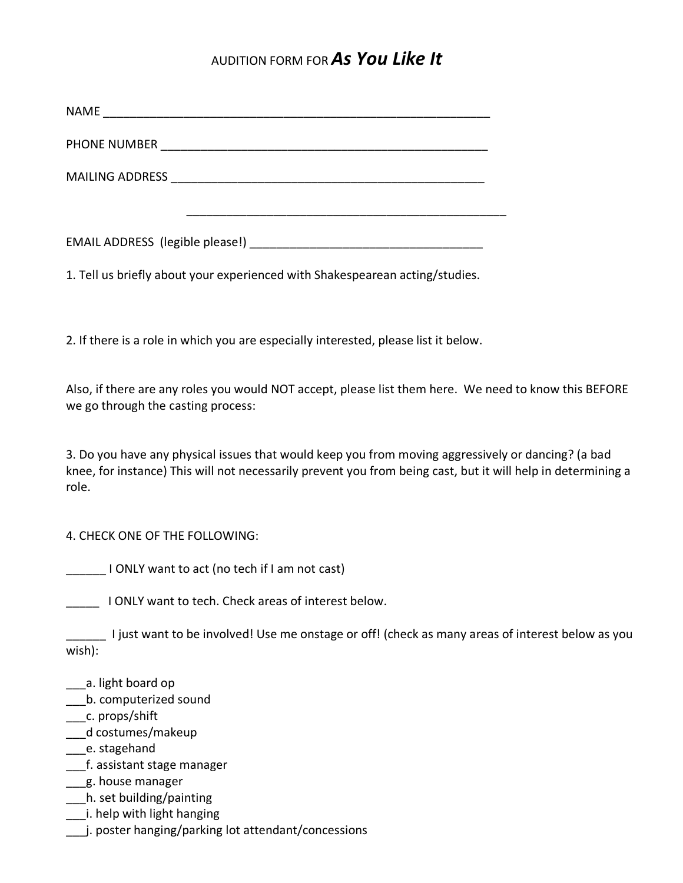# AUDITION FORM FOR *As You Like It*

NAME ___________________________________________________________

PHONE NUMBER ___________________________________________________

MAILING ADDRESS ________________________________________________

_________________________________________________

EMAIL ADDRESS (legible please!) ___________________________________

1. Tell us briefly about your experienced with Shakespearean acting/studies.

2. If there is a role in which you are especially interested, please list it below.

Also, if there are any roles you would NOT accept, please list them here. We need to know this BEFORE we go through the casting process:

3. Do you have any physical issues that would keep you from moving aggressively or dancing? (a bad knee, for instance) This will not necessarily prevent you from being cast, but it will help in determining a role.

4. CHECK ONE OF THE FOLLOWING:

______ I ONLY want to act (no tech if I am not cast)

_____ I ONLY want to tech. Check areas of interest below.

______ I just want to be involved! Use me onstage or off! (check as many areas of interest below as you wish):

___a. light board op  
___b. computerized sound  
___c. props/shift  
___d costumes/makeup  
___e. stagehand  
___f. assistant stage manager  
___g. house manager  
___h. set building/painting  
___i. help with light hanging  
___j. poster hanging/parking lot attendant/concessions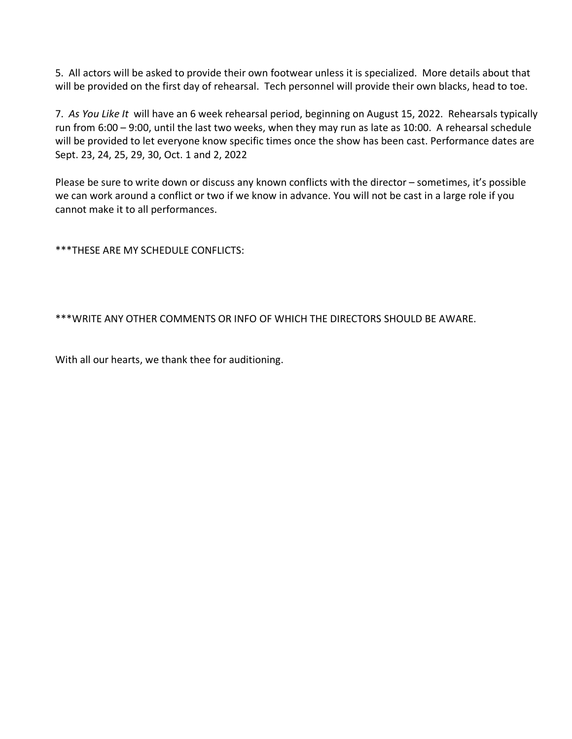5. All actors will be asked to provide their own footwear unless it is specialized. More details about that will be provided on the first day of rehearsal. Tech personnel will provide their own blacks, head to toe.

7. *As You Like It* will have an 6 week rehearsal period, beginning on August 15, 2022. Rehearsals typically run from 6:00 – 9:00, until the last two weeks, when they may run as late as 10:00. A rehearsal schedule will be provided to let everyone know specific times once the show has been cast. Performance dates are Sept. 23, 24, 25, 29, 30, Oct. 1 and 2, 2022

Please be sure to write down or discuss any known conflicts with the director – sometimes, it's possible we can work around a conflict or two if we know in advance. You will not be cast in a large role if you cannot make it to all performances.

***THESE ARE MY SCHEDULE CONFLICTS:

***WRITE ANY OTHER COMMENTS OR INFO OF WHICH THE DIRECTORS SHOULD BE AWARE.

With all our hearts, we thank thee for auditioning.